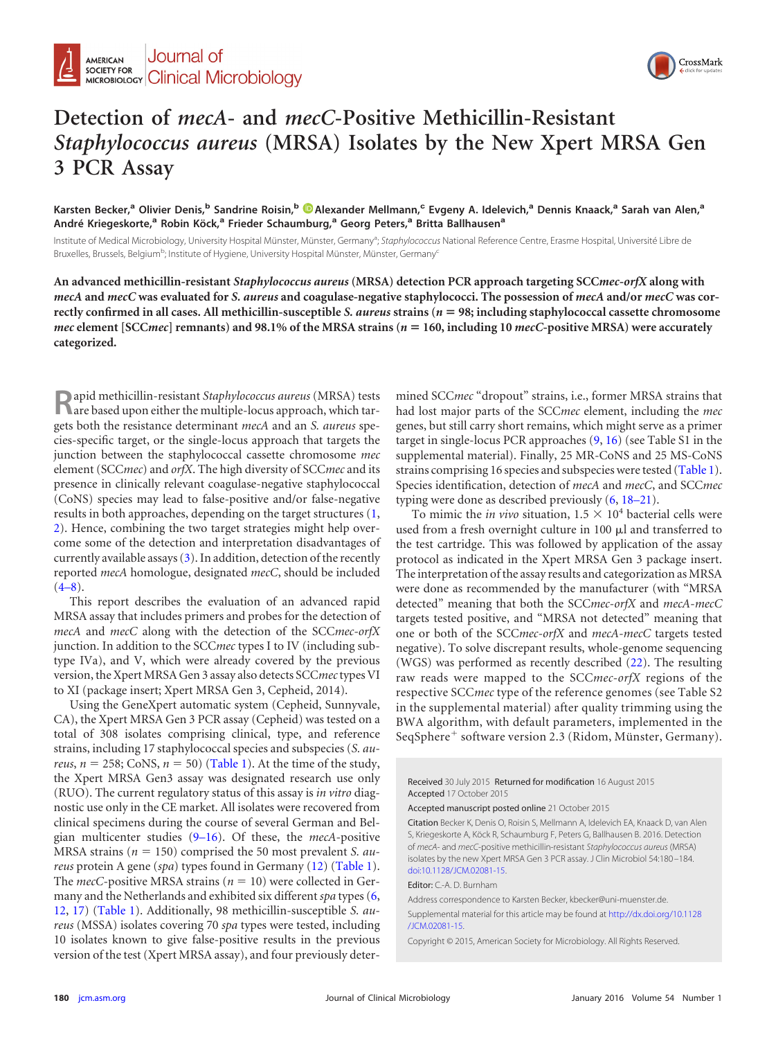# Detection of *mecA*- and *mecC*-Positive Methicillin-Resistant *Staphylococcus aureus* (MRSA) Isolates by the New Xpert MRSA Gen 3 PCR Assay

**Karsten Becker,[a] Olivier Denis,[b] Sandrine Roisin,[b] Alexander Mellmann,[c] Evgeny A. Idelevich,[a] Dennis Knaack,[a] Sarah van Alen,[a] André Kriegeskorte,[a] Robin Köck,[a] Frieder Schaumburg,[a] Georg Peters,[a] Britta Ballhausen[a]**

Institute of Medical Microbiology, University Hospital Münster, Münster, Germany[a]; *Staphylococcus* National Reference Centre, Erasme Hospital, Université Libre de Bruxelles, Brussels, Belgium[b]; Institute of Hygiene, University Hospital Münster, Münster, Germany[c]

**An advanced methicillin-resistant *Staphylococcus aureus* (MRSA) detection PCR approach targeting SCC*mec-orfX* along with *mecA* and *mecC* was evaluated for *S. aureus* and coagulase-negative staphylococci. The possession of *mecA* and/or *mecC* was correctly confirmed in all cases. All methicillin-susceptible *S. aureus* strains ($n = 98$; including staphylococcal cassette chromosome *mec* element [SCC*mec*] remnants) and 98.1% of the MRSA strains ($n = 160$, including 10 *mecC*-positive MRSA) were accurately categorized.**

Rapid methicillin-resistant *Staphylococcus aureus* (MRSA) tests are based upon either the multiple-locus approach, which targets both the resistance determinant *mecA* and an *S. aureus* species-specific target, or the single-locus approach that targets the junction between the staphylococcal cassette chromosome *mec* element (SCC*mec*) and *orfX*. The high diversity of SCC*mec* and its presence in clinically relevant coagulase-negative staphylococcal (CoNS) species may lead to false-positive and/or false-negative results in both approaches, depending on the target structures (1, 2). Hence, combining the two target strategies might help overcome some of the detection and interpretation disadvantages of currently available assays (3). In addition, detection of the recently reported *mecA* homologue, designated *mecC*, should be included (4–8).

This report describes the evaluation of an advanced rapid MRSA assay that includes primers and probes for the detection of *mecA* and *mecC* along with the detection of the SCC*mec-orfX* junction. In addition to the SCC*mec* types I to IV (including subtype IVa), and V, which were already covered by the previous version, the Xpert MRSA Gen 3 assay also detects SCC*mec* types VI to XI (package insert; Xpert MRSA Gen 3, Cepheid, 2014).

Using the GeneXpert automatic system (Cepheid, Sunnyvale, CA), the Xpert MRSA Gen 3 PCR assay (Cepheid) was tested on a total of 308 isolates comprising clinical, type, and reference strains, including 17 staphylococcal species and subspecies (*S. aureus*, $n = 258$; CoNS, $n = 50$) (Table 1). At the time of the study, the Xpert MRSA Gen3 assay was designated research use only (RUO). The current regulatory status of this assay is *in vitro* diagnostic use only in the CE market. All isolates were recovered from clinical specimens during the course of several German and Belgian multicenter studies (9–16). Of these, the *mecA*-positive MRSA strains ($n = 150$) comprised the 50 most prevalent *S. aureus* protein A gene (*spa*) types found in Germany (12) (Table 1). The *mecC*-positive MRSA strains ($n = 10$) were collected in Germany and the Netherlands and exhibited six different *spa* types (6, 12, 17) (Table 1). Additionally, 98 methicillin-susceptible *S. aureus* (MSSA) isolates covering 70 *spa* types were tested, including 10 isolates known to give false-positive results in the previous version of the test (Xpert MRSA assay), and four previously determined SCC*mec* "dropout" strains, i.e., former MRSA strains that had lost major parts of the SCC*mec* element, including the *mec* genes, but still carry short remains, which might serve as a primer target in single-locus PCR approaches (9, 16) (see Table S1 in the supplemental material). Finally, 25 MR-CoNS and 25 MS-CoNS strains comprising 16 species and subspecies were tested (Table 1). Species identification, detection of *mecA* and *mecC*, and SCC*mec* typing were done as described previously (6, 18–21).

To mimic the *in vivo* situation, $1.5 \times 10^4$ bacterial cells were used from a fresh overnight culture in 100 μl and transferred to the test cartridge. This was followed by application of the assay protocol as indicated in the Xpert MRSA Gen 3 package insert. The interpretation of the assay results and categorization as MRSA were done as recommended by the manufacturer (with "MRSA detected" meaning that both the SCC*mec-orfX* and *mecA-mecC* targets tested positive, and "MRSA not detected" meaning that one or both of the SCC*mec-orfX* and *mecA-mecC* targets tested negative). To solve discrepant results, whole-genome sequencing (WGS) was performed as recently described (22). The resulting raw reads were mapped to the SCC*mec-orfX* regions of the respective SCC*mec* type of the reference genomes (see Table S2 in the supplemental material) after quality trimming using the BWA algorithm, with default parameters, implemented in the SeqSphere+ software version 2.3 (Ridom, Münster, Germany).

Received 30 July 2015 Returned for modification 16 August 2015 Accepted 17 October 2015

Accepted manuscript posted online 21 October 2015

Citation Becker K, Denis O, Roisin S, Mellmann A, Idelevich EA, Knaack D, van Alen S, Kriegeskorte A, Köck R, Schaumburg F, Peters G, Ballhausen B. 2016. Detection of *mecA*- and *mecC*-positive methicillin-resistant *Staphylococcus aureus* (MRSA) isolates by the new Xpert MRSA Gen 3 PCR assay. J Clin Microbiol 54:180–184. doi:10.1128/JCM.02081-15.

Editor: C.-A. D. Burnham

Address correspondence to Karsten Becker, kbecker@uni-muenster.de.

Supplemental material for this article may be found at http://dx.doi.org/10.1128/JCM.02081-15.

Copyright © 2015, American Society for Microbiology. All Rights Reserved.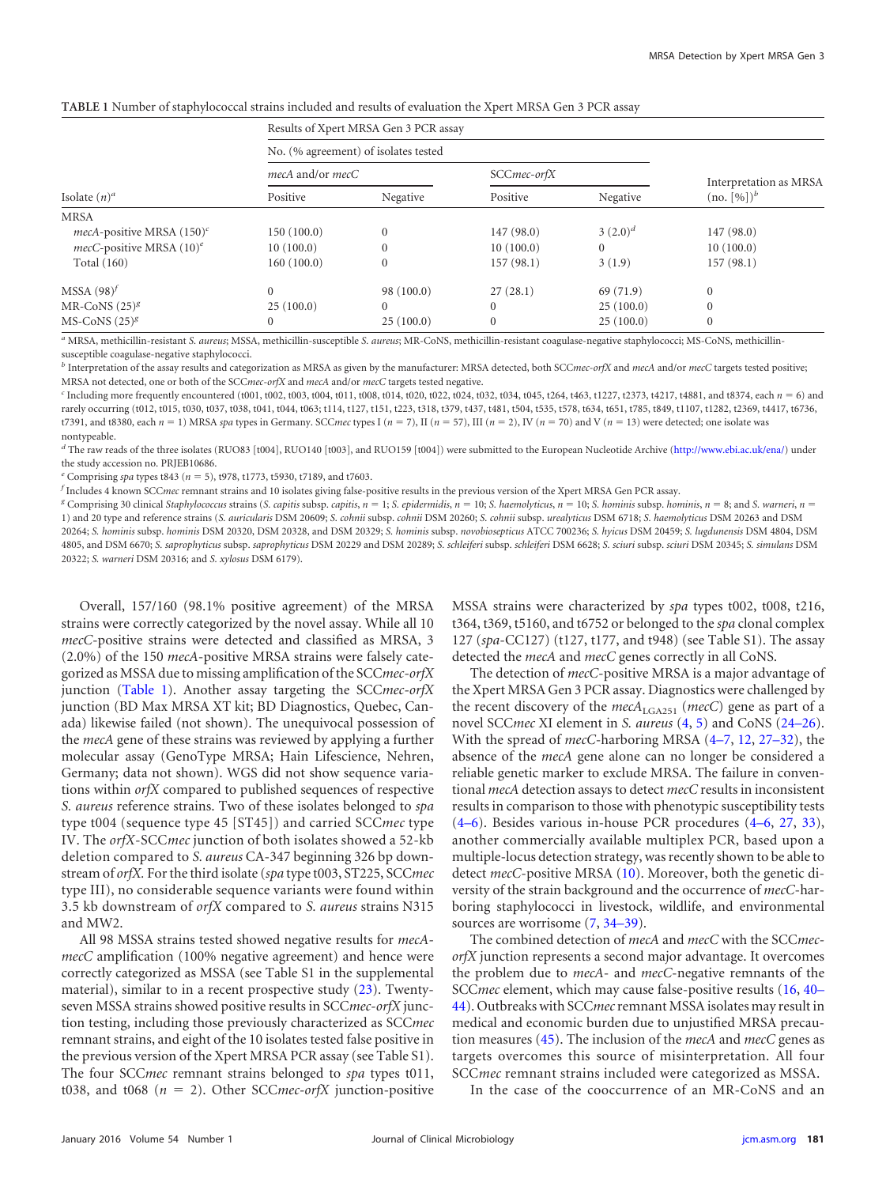**TABLE 1** Number of staphylococcal strains included and results of evaluation the Xpert MRSA Gen 3 PCR assay

| Isolate ($n$)[a] | Results of Xpert MRSA Gen 3 PCR assay | | | | |
|---|---|---|---|---|---|
| | No. (% agreement) of isolates tested | | | | |
| | *mecA* and/or *mecC* | | SCC*mec-orfX* | | Interpretation as MRSA (no. [%])[b] |
| | Positive | Negative | Positive | Negative | |
| MRSA | | | | | |
| *mecA*-positive MRSA (150)[c] | 150 (100.0) | 0 | 147 (98.0) | 3 (2.0)[d] | 147 (98.0) |
| *mecC*-positive MRSA (10)[e] | 10 (100.0) | 0 | 10 (100.0) | 0 | 10 (100.0) |
| Total (160) | 160 (100.0) | 0 | 157 (98.1) | 3 (1.9) | 157 (98.1) |
| MSSA (98)[f] | 0 | 98 (100.0) | 27 (28.1) | 69 (71.9) | 0 |
| MR-CoNS (25)[g] | 25 (100.0) | 0 | 0 | 25 (100.0) | 0 |
| MS-CoNS (25)[g] | 0 | 25 (100.0) | 0 | 25 (100.0) | 0 |

[a] MRSA, methicillin-resistant *S. aureus*; MSSA, methicillin-susceptible *S. aureus*; MR-CoNS, methicillin-resistant coagulase-negative staphylococci; MS-CoNS, methicillin-susceptible coagulase-negative staphylococci.

[b] Interpretation of the assay results and categorization as MRSA as given by the manufacturer: MRSA detected, both SCC*mec-orfX* and *mecA* and/or *mecC* targets tested positive; MRSA not detected, one or both of the SCC*mec-orfX* and *mecA* and/or *mecC* targets tested negative.

[c] Including more frequently encountered (t001, t002, t003, t004, t011, t008, t014, t020, t022, t024, t032, t034, t045, t264, t463, t1227, t2373, t4217, t4881, and t8374, each $n = 6$) and rarely occurring (t012, t015, t030, t037, t038, t041, t044, t063; t114, t127, t151, t223, t318, t379, t437, t481, t504, t535, t578, t634, t651, t785, t849, t1107, t1282, t2369, t4417, t6736, t7391, and t8380, each $n = 1$) MRSA *spa* types in Germany. SCC*mec* types I ($n = 7$), II ($n = 57$), III ($n = 2$), IV ($n = 70$) and V ($n = 13$) were detected; one isolate was nontypeable.

[d] The raw reads of the three isolates (RUO83 [t004], RUO140 [t003], and RUO159 [t004]) were submitted to the European Nucleotide Archive (http://www.ebi.ac.uk/ena/) under the study accession no. PRJEB10686.

[e] Comprising *spa* types t843 ($n = 5$), t978, t1773, t5930, t7189, and t7603.

[f] Includes 4 known SCC*mec* remnant strains and 10 isolates giving false-positive results in the previous version of the Xpert MRSA Gen PCR assay.

[g] Comprising 30 clinical *Staphylococcus* strains (*S. capitis* subsp. *capitis*, $n = 1$; *S. epidermidis*, $n = 10$; *S. haemolyticus*, $n = 10$; *S. hominis* subsp. *hominis*, $n = 8$; and *S. warneri*, $n = 1$) and 20 type and reference strains (*S. auricularis* DSM 20609; *S. cohnii* subsp. *cohnii* DSM 20260; *S. cohnii* subsp. *urealyticus* DSM 6718; *S. haemolyticus* DSM 20263 and DSM 20264; *S. hominis* subsp. *hominis* DSM 20320, DSM 20328, and DSM 20329; *S. hominis* subsp. *novobiosepticus* ATCC 700236; *S. hyicus* DSM 20459; *S. lugdunensis* DSM 4804, DSM 4805, and DSM 6670; *S. saprophyticus* subsp. *saprophyticus* DSM 20229 and DSM 20289; *S. schleiferi* subsp. *schleiferi* DSM 6628; *S. sciuri* subsp. *sciuri* DSM 20345; *S. simulans* DSM 20322; *S. warneri* DSM 20316; and *S. xylosus* DSM 6179).

Overall, 157/160 (98.1% positive agreement) of the MRSA strains were correctly categorized by the novel assay. While all 10 *mecC*-positive strains were detected and classified as MRSA, 3 (2.0%) of the 150 *mecA*-positive MRSA strains were falsely categorized as MSSA due to missing amplification of the SCC*mec-orfX* junction (Table 1). Another assay targeting the SCC*mec-orfX* junction (BD Max MRSA XT kit; BD Diagnostics, Quebec, Canada) likewise failed (not shown). The unequivocal possession of the *mecA* gene of these strains was reviewed by applying a further molecular assay (GenoType MRSA; Hain Lifescience, Nehren, Germany; data not shown). WGS did not show sequence variations within *orfX* compared to published sequences of respective *S. aureus* reference strains. Two of these isolates belonged to *spa* type t004 (sequence type 45 [ST45]) and carried SCC*mec* type IV. The *orfX*-SCC*mec* junction of both isolates showed a 52-kb deletion compared to *S. aureus* CA-347 beginning 326 bp downstream of *orfX*. For the third isolate (*spa* type t003, ST225, SCC*mec* type III), no considerable sequence variants were found within 3.5 kb downstream of *orfX* compared to *S. aureus* strains N315 and MW2.

All 98 MSSA strains tested showed negative results for *mecA*-*mecC* amplification (100% negative agreement) and hence were correctly categorized as MSSA (see Table S1 in the supplemental material), similar to in a recent prospective study (23). Twenty-seven MSSA strains showed positive results in SCC*mec-orfX* junction testing, including those previously characterized as SCC*mec* remnant strains, and eight of the 10 isolates tested false positive in the previous version of the Xpert MRSA PCR assay (see Table S1). The four SCC*mec* remnant strains belonged to *spa* types t011, t038, and t068 ($n = 2$). Other SCC*mec-orfX* junction-positive MSSA strains were characterized by *spa* types t002, t008, t216, t364, t369, t5160, and t6752 or belonged to the *spa* clonal complex 127 (*spa*-CC127) (t127, t177, and t948) (see Table S1). The assay detected the *mecA* and *mecC* genes correctly in all CoNS.

The detection of *mecC*-positive MRSA is a major advantage of the Xpert MRSA Gen 3 PCR assay. Diagnostics were challenged by the recent discovery of the $mecA_{LGA251}$ (*mecC*) gene as part of a novel SCC*mec* XI element in *S. aureus* (4, 5) and CoNS (24–26). With the spread of *mecC*-harboring MRSA (4–7, 12, 27–32), the absence of the *mecA* gene alone can no longer be considered a reliable genetic marker to exclude MRSA. The failure in conventional *mecA* detection assays to detect *mecC* results in inconsistent results in comparison to those with phenotypic susceptibility tests (4–6). Besides various in-house PCR procedures (4–6, 27, 33), another commercially available multiplex PCR, based upon a multiple-locus detection strategy, was recently shown to be able to detect *mecC*-positive MRSA (10). Moreover, both the genetic diversity of the strain background and the occurrence of *mecC*-harboring staphylococci in livestock, wildlife, and environmental sources are worrisome (7, 34–39).

The combined detection of *mecA* and *mecC* with the SCC*mec-orfX* junction represents a second major advantage. It overcomes the problem due to *mecA*- and *mecC*-negative remnants of the SCC*mec* element, which may cause false-positive results (16, 40–44). Outbreaks with SCC*mec* remnant MSSA isolates may result in medical and economic burden due to unjustified MRSA precaution measures (45). The inclusion of the *mecA* and *mecC* genes as targets overcomes this source of misinterpretation. All four SCC*mec* remnant strains included were categorized as MSSA.

In the case of the cooccurrence of an MR-CoNS and an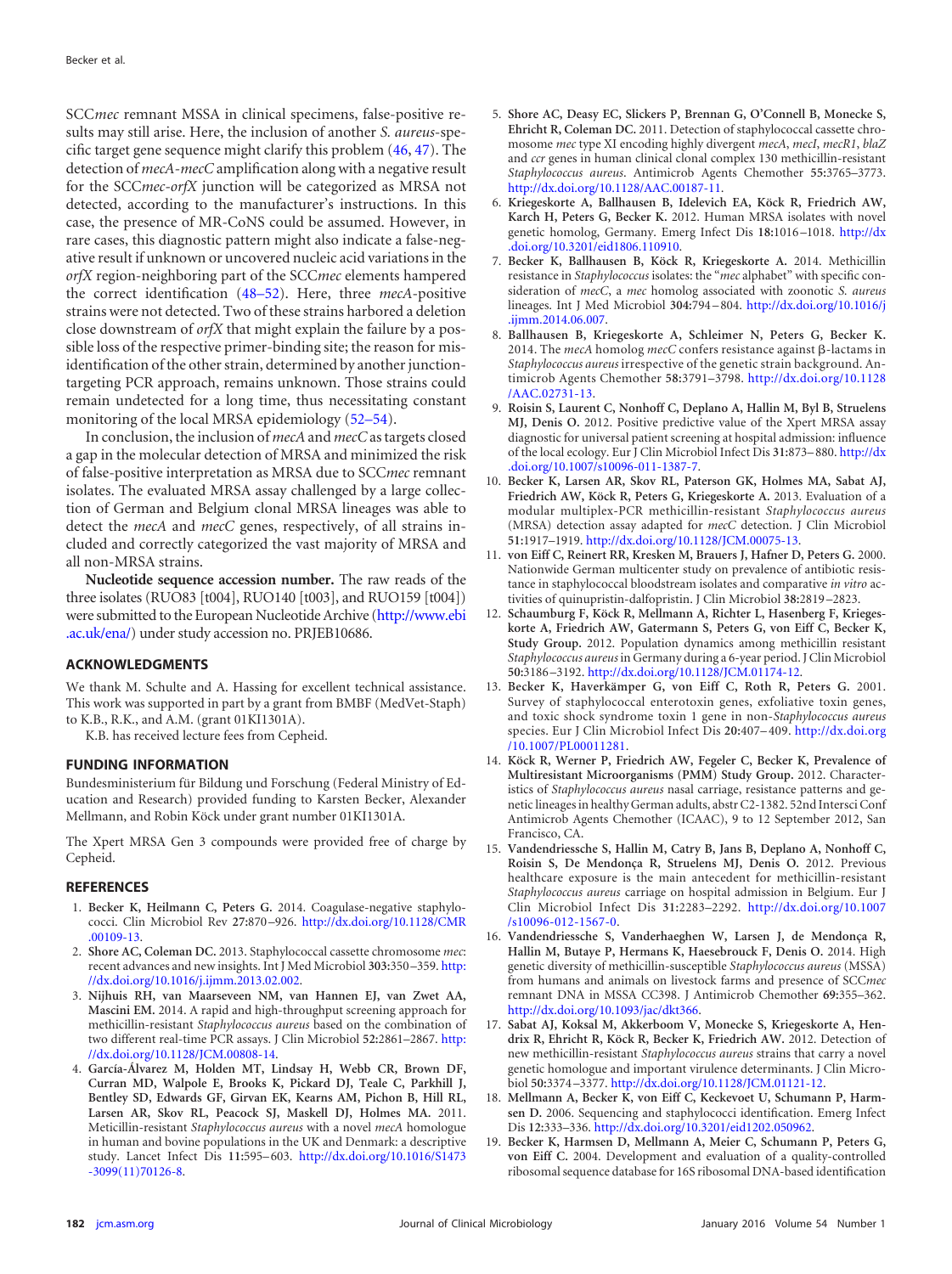SCC*mec* remnant MSSA in clinical specimens, false-positive results may still arise. Here, the inclusion of another *S. aureus*-specific target gene sequence might clarify this problem (46, 47). The detection of *mecA*-*mecC* amplification along with a negative result for the SCC*mec*-*orfX* junction will be categorized as MRSA not detected, according to the manufacturer's instructions. In this case, the presence of MR-CoNS could be assumed. However, in rare cases, this diagnostic pattern might also indicate a false-negative result if unknown or uncovered nucleic acid variations in the *orfX* region-neighboring part of the SCC*mec* elements hampered the correct identification (48–52). Here, three *mecA*-positive strains were not detected. Two of these strains harbored a deletion close downstream of *orfX* that might explain the failure by a possible loss of the respective primer-binding site; the reason for misidentification of the other strain, determined by another junction-targeting PCR approach, remains unknown. Those strains could remain undetected for a long time, thus necessitating constant monitoring of the local MRSA epidemiology (52–54).

In conclusion, the inclusion of *mecA* and *mecC* as targets closed a gap in the molecular detection of MRSA and minimized the risk of false-positive interpretation as MRSA due to SCC*mec* remnant isolates. The evaluated MRSA assay challenged by a large collection of German and Belgium clonal MRSA lineages was able to detect the *mecA* and *mecC* genes, respectively, of all strains included and correctly categorized the vast majority of MRSA and all non-MRSA strains.

**Nucleotide sequence accession number.** The raw reads of the three isolates (RUO83 [t004], RUO140 [t003], and RUO159 [t004]) were submitted to the European Nucleotide Archive (http://www.ebi.ac.uk/ena/) under study accession no. PRJEB10686.

## ACKNOWLEDGMENTS

We thank M. Schulte and A. Hassing for excellent technical assistance. This work was supported in part by a grant from BMBF (MedVet-Staph) to K.B., R.K., and A.M. (grant 01KI1301A).

K.B. has received lecture fees from Cepheid.

## FUNDING INFORMATION

Bundesministerium für Bildung und Forschung (Federal Ministry of Education and Research) provided funding to Karsten Becker, Alexander Mellmann, and Robin Köck under grant number 01KI1301A.

The Xpert MRSA Gen 3 compounds were provided free of charge by Cepheid.

## REFERENCES

1. **Becker K, Heilmann C, Peters G.** 2014. Coagulase-negative staphylococci. Clin Microbiol Rev **27:**870–926. http://dx.doi.org/10.1128/CMR.00109-13.
2. **Shore AC, Coleman DC.** 2013. Staphylococcal cassette chromosome *mec*: recent advances and new insights. Int J Med Microbiol **303:**350–359. http://dx.doi.org/10.1016/j.ijmm.2013.02.002.
3. **Nijhuis RH, van Maarseveen NM, van Hannen EJ, van Zwet AA, Mascini EM.** 2014. A rapid and high-throughput screening approach for methicillin-resistant *Staphylococcus aureus* based on the combination of two different real-time PCR assays. J Clin Microbiol **52:**2861–2867. http://dx.doi.org/10.1128/JCM.00808-14.
4. **García-Álvarez M, Holden MT, Lindsay H, Webb CR, Brown DF, Curran MD, Walpole E, Brooks K, Pickard DJ, Teale C, Parkhill J, Bentley SD, Edwards GF, Girvan EK, Kearns AM, Pichon B, Hill RL, Larsen AR, Skov RL, Peacock SJ, Maskell DJ, Holmes MA.** 2011. Meticillin-resistant *Staphylococcus aureus* with a novel *mecA* homologue in human and bovine populations in the UK and Denmark: a descriptive study. Lancet Infect Dis **11:**595–603. http://dx.doi.org/10.1016/S1473-3099(11)70126-8.
5. **Shore AC, Deasy EC, Slickers P, Brennan G, O'Connell B, Monecke S, Ehricht R, Coleman DC.** 2011. Detection of staphylococcal cassette chromosome *mec* type XI encoding highly divergent *mecA*, *mecI*, *mecR1*, *blaZ* and *ccr* genes in human clinical clonal complex 130 methicillin-resistant *Staphylococcus aureus*. Antimicrob Agents Chemother **55:**3765–3773. http://dx.doi.org/10.1128/AAC.00187-11.
6. **Kriegeskorte A, Ballhausen B, Idelevich EA, Köck R, Friedrich AW, Karch H, Peters G, Becker K.** 2012. Human MRSA isolates with novel genetic homolog, Germany. Emerg Infect Dis **18:**1016–1018. http://dx.doi.org/10.3201/eid1806.110910.
7. **Becker K, Ballhausen B, Köck R, Kriegeskorte A.** 2014. Methicillin resistance in *Staphylococcus* isolates: the "*mec* alphabet" with specific consideration of *mecC*, a *mec* homolog associated with zoonotic *S. aureus* lineages. Int J Med Microbiol **304:**794–804. http://dx.doi.org/10.1016/j.ijmm.2014.06.007.
8. **Ballhausen B, Kriegeskorte A, Schleimer N, Peters G, Becker K.** 2014. The *mecA* homolog *mecC* confers resistance against β-lactams in *Staphylococcus aureus* irrespective of the genetic strain background. Antimicrob Agents Chemother **58:**3791–3798. http://dx.doi.org/10.1128/AAC.02731-13.
9. **Roisin S, Laurent C, Nonhoff C, Deplano A, Hallin M, Byl B, Struelens MJ, Denis O.** 2012. Positive predictive value of the Xpert MRSA assay diagnostic for universal patient screening at hospital admission: influence of the local ecology. Eur J Clin Microbiol Infect Dis **31:**873–880. http://dx.doi.org/10.1007/s10096-011-1387-7.
10. **Becker K, Larsen AR, Skov RL, Paterson GK, Holmes MA, Sabat AJ, Friedrich AW, Köck R, Peters G, Kriegeskorte A.** 2013. Evaluation of a modular multiplex-PCR methicillin-resistant *Staphylococcus aureus* (MRSA) detection assay adapted for *mecC* detection. J Clin Microbiol **51:**1917–1919. http://dx.doi.org/10.1128/JCM.00075-13.
11. **von Eiff C, Reinert RR, Kresken M, Brauers J, Hafner D, Peters G.** 2000. Nationwide German multicenter study on prevalence of antibiotic resistance in staphylococcal bloodstream isolates and comparative *in vitro* activities of quinupristin-dalfopristin. J Clin Microbiol **38:**2819–2823.
12. **Schaumburg F, Köck R, Mellmann A, Richter L, Hasenberg F, Kriegeskorte A, Friedrich AW, Gatermann S, Peters G, von Eiff C, Becker K, Study Group.** 2012. Population dynamics among methicillin resistant *Staphylococcus aureus* in Germany during a 6-year period. J Clin Microbiol **50:**3186–3192. http://dx.doi.org/10.1128/JCM.01174-12.
13. **Becker K, Haverkämper G, von Eiff C, Roth R, Peters G.** 2001. Survey of staphylococcal enterotoxin genes, exfoliative toxin genes, and toxic shock syndrome toxin 1 gene in non-*Staphylococcus aureus* species. Eur J Clin Microbiol Infect Dis **20:**407–409. http://dx.doi.org/10.1007/PL00011281.
14. **Köck R, Werner P, Friedrich AW, Fegeler C, Becker K, Prevalence of Multiresistant Microorganisms (PMM) Study Group.** 2012. Characteristics of *Staphylococcus aureus* nasal carriage, resistance patterns and genetic lineages in healthy German adults, abstr C2-1382. 52nd Intersci Conf Antimicrob Agents Chemother (ICAAC), 9 to 12 September 2012, San Francisco, CA.
15. **Vandendriessche S, Hallin M, Catry B, Jans B, Deplano A, Nonhoff C, Roisin S, De Mendonça R, Struelens MJ, Denis O.** 2012. Previous healthcare exposure is the main antecedent for methicillin-resistant *Staphylococcus aureus* carriage on hospital admission in Belgium. Eur J Clin Microbiol Infect Dis **31:**2283–2292. http://dx.doi.org/10.1007/s10096-012-1567-0.
16. **Vandendriessche S, Vanderhaeghen W, Larsen J, de Mendonça R, Hallin M, Butaye P, Hermans K, Haesebrouck F, Denis O.** 2014. High genetic diversity of methicillin-susceptible *Staphylococcus aureus* (MSSA) from humans and animals on livestock farms and presence of SCC*mec* remnant DNA in MSSA CC398. J Antimicrob Chemother **69:**355–362. http://dx.doi.org/10.1093/jac/dkt366.
17. **Sabat AJ, Koksal M, Akkerboom V, Monecke S, Kriegeskorte A, Hendrix R, Ehricht R, Köck R, Becker K, Friedrich AW.** 2012. Detection of new methicillin-resistant *Staphylococcus aureus* strains that carry a novel genetic homologue and important virulence determinants. J Clin Microbiol **50:**3374–3377. http://dx.doi.org/10.1128/JCM.01121-12.
18. **Mellmann A, Becker K, von Eiff C, Keckevoet U, Schumann P, Harmsen D.** 2006. Sequencing and staphylococci identification. Emerg Infect Dis **12:**333–336. http://dx.doi.org/10.3201/eid1202.050962.
19. **Becker K, Harmsen D, Mellmann A, Meier C, Schumann P, Peters G, von Eiff C.** 2004. Development and evaluation of a quality-controlled ribosomal sequence database for 16S ribosomal DNA-based identification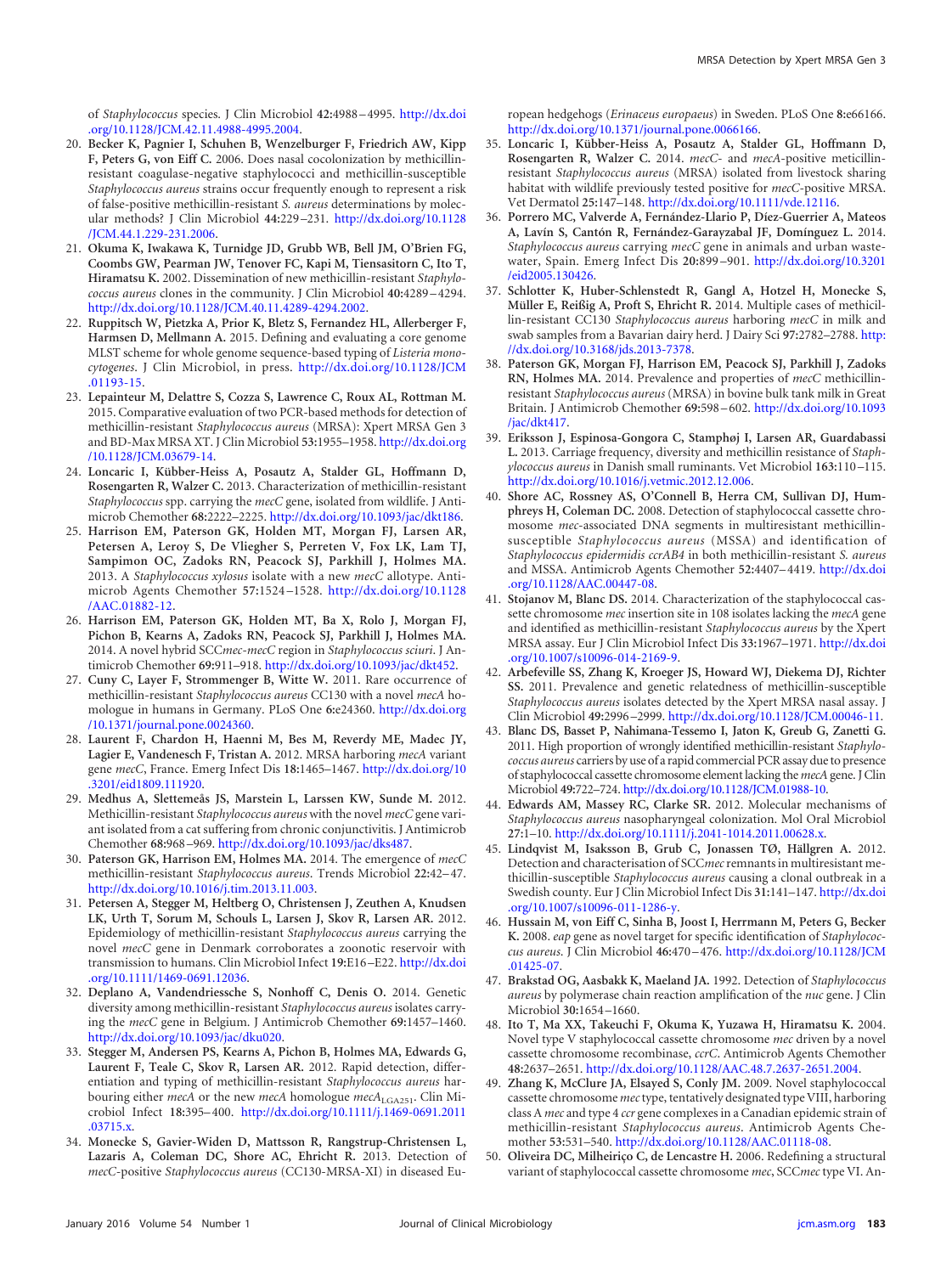of *Staphylococcus* species. J Clin Microbiol **42:**4988–4995. http://dx.doi.org/10.1128/JCM.42.11.4988-4995.2004.

20. **Becker K, Pagnier I, Schuhen B, Wenzelburger F, Friedrich AW, Kipp F, Peters G, von Eiff C.** 2006. Does nasal cocolonization by methicillin-resistant coagulase-negative staphylococci and methicillin-susceptible *Staphylococcus aureus* strains occur frequently enough to represent a risk of false-positive methicillin-resistant *S. aureus* determinations by molecular methods? J Clin Microbiol **44:**229–231. http://dx.doi.org/10.1128/JCM.44.1.229-231.2006.
21. **Okuma K, Iwakawa K, Turnidge JD, Grubb WB, Bell JM, O'Brien FG, Coombs GW, Pearman JW, Tenover FC, Kapi M, Tiensasitorn C, Ito T, Hiramatsu K.** 2002. Dissemination of new methicillin-resistant *Staphylococcus aureus* clones in the community. J Clin Microbiol **40:**4289–4294. http://dx.doi.org/10.1128/JCM.40.11.4289-4294.2002.
22. **Ruppitsch W, Pietzka A, Prior K, Bletz S, Fernandez HL, Allerberger F, Harmsen D, Mellmann A.** 2015. Defining and evaluating a core genome MLST scheme for whole genome sequence-based typing of *Listeria monocytogenes*. J Clin Microbiol, in press. http://dx.doi.org/10.1128/JCM.01193-15.
23. **Lepainteur M, Delattre S, Cozza S, Lawrence C, Roux AL, Rottman M.** 2015. Comparative evaluation of two PCR-based methods for detection of methicillin-resistant *Staphylococcus aureus* (MRSA): Xpert MRSA Gen 3 and BD-Max MRSA XT. J Clin Microbiol **53:**1955–1958. http://dx.doi.org/10.1128/JCM.03679-14.
24. **Loncaric I, Kübber-Heiss A, Posautz A, Stalder GL, Hoffmann D, Rosengarten R, Walzer C.** 2013. Characterization of methicillin-resistant *Staphylococcus* spp. carrying the *mecC* gene, isolated from wildlife. J Antimicrob Chemother **68:**2222–2225. http://dx.doi.org/10.1093/jac/dkt186.
25. **Harrison EM, Paterson GK, Holden MT, Morgan FJ, Larsen AR, Petersen A, Leroy S, De Vliegher S, Perreten V, Fox LK, Lam TJ, Sampimon OC, Zadoks RN, Peacock SJ, Parkhill J, Holmes MA.** 2013. A *Staphylococcus xylosus* isolate with a new *mecC* allotype. Antimicrob Agents Chemother **57:**1524–1528. http://dx.doi.org/10.1128/AAC.01882-12.
26. **Harrison EM, Paterson GK, Holden MT, Ba X, Rolo J, Morgan FJ, Pichon B, Kearns A, Zadoks RN, Peacock SJ, Parkhill J, Holmes MA.** 2014. A novel hybrid SCC*mec-mecC* region in *Staphylococcus sciuri*. J Antimicrob Chemother **69:**911–918. http://dx.doi.org/10.1093/jac/dkt452.
27. **Cuny C, Layer F, Strommenger B, Witte W.** 2011. Rare occurrence of methicillin-resistant *Staphylococcus aureus* CC130 with a novel *mecA* homologue in humans in Germany. PLoS One **6:**e24360. http://dx.doi.org/10.1371/journal.pone.0024360.
28. **Laurent F, Chardon H, Haenni M, Bes M, Reverdy ME, Madec JY, Lagier E, Vandenesch F, Tristan A.** 2012. MRSA harboring *mecA* variant gene *mecC*, France. Emerg Infect Dis **18:**1465–1467. http://dx.doi.org/10.3201/eid1809.111920.
29. **Medhus A, Slettemeås JS, Marstein L, Larssen KW, Sunde M.** 2012. Methicillin-resistant *Staphylococcus aureus* with the novel *mecC* gene variant isolated from a cat suffering from chronic conjunctivitis. J Antimicrob Chemother **68:**968–969. http://dx.doi.org/10.1093/jac/dks487.
30. **Paterson GK, Harrison EM, Holmes MA.** 2014. The emergence of *mecC* methicillin-resistant *Staphylococcus aureus*. Trends Microbiol **22:**42–47. http://dx.doi.org/10.1016/j.tim.2013.11.003.
31. **Petersen A, Stegger M, Heltberg O, Christensen J, Zeuthen A, Knudsen LK, Urth T, Sorum M, Schouls L, Larsen J, Skov R, Larsen AR.** 2012. Epidemiology of methicillin-resistant *Staphylococcus aureus* carrying the novel *mecC* gene in Denmark corroborates a zoonotic reservoir with transmission to humans. Clin Microbiol Infect **19:**E16–E22. http://dx.doi.org/10.1111/1469-0691.12036.
32. **Deplano A, Vandendriessche S, Nonhoff C, Denis O.** 2014. Genetic diversity among methicillin-resistant *Staphylococcus aureus* isolates carrying the *mecC* gene in Belgium. J Antimicrob Chemother **69:**1457–1460. http://dx.doi.org/10.1093/jac/dku020.
33. **Stegger M, Andersen PS, Kearns A, Pichon B, Holmes MA, Edwards G, Laurent F, Teale C, Skov R, Larsen AR.** 2012. Rapid detection, differentiation and typing of methicillin-resistant *Staphylococcus aureus* harbouring either *mecA* or the new *mecA* homologue *mecA*$_{LGA251}$. Clin Microbiol Infect **18:**395–400. http://dx.doi.org/10.1111/j.1469-0691.2011.03715.x.
34. **Monecke S, Gavier-Widen D, Mattsson R, Rangstrup-Christensen L, Lazaris A, Coleman DC, Shore AC, Ehricht R.** 2013. Detection of *mecC*-positive *Staphylococcus aureus* (CC130-MRSA-XI) in diseased European hedgehogs (*Erinaceus europaeus*) in Sweden. PLoS One **8:**e66166. http://dx.doi.org/10.1371/journal.pone.0066166.
35. **Loncaric I, Kübber-Heiss A, Posautz A, Stalder GL, Hoffmann D, Rosengarten R, Walzer C.** 2014. *mecC*- and *mecA*-positive meticillin-resistant *Staphylococcus aureus* (MRSA) isolated from livestock sharing habitat with wildlife previously tested positive for *mecC*-positive MRSA. Vet Dermatol **25:**147–148. http://dx.doi.org/10.1111/vde.12116.
36. **Porrero MC, Valverde A, Fernández-Llario P, Díez-Guerrier A, Mateos A, Lavín S, Cantón R, Fernández-Garayzabal JF, Domínguez L.** 2014. *Staphylococcus aureus* carrying *mecC* gene in animals and urban wastewater, Spain. Emerg Infect Dis **20:**899–901. http://dx.doi.org/10.3201/eid2005.130426.
37. **Schlotter K, Huber-Schlenstedt R, Gangl A, Hotzel H, Monecke S, Müller E, Reißig A, Proft S, Ehricht R.** 2014. Multiple cases of methicillin-resistant CC130 *Staphylococcus aureus* harboring *mecC* in milk and swab samples from a Bavarian dairy herd. J Dairy Sci **97:**2782–2788. http://dx.doi.org/10.3168/jds.2013-7378.
38. **Paterson GK, Morgan FJ, Harrison EM, Peacock SJ, Parkhill J, Zadoks RN, Holmes MA.** 2014. Prevalence and properties of *mecC* methicillin-resistant *Staphylococcus aureus* (MRSA) in bovine bulk tank milk in Great Britain. J Antimicrob Chemother **69:**598–602. http://dx.doi.org/10.1093/jac/dkt417.
39. **Eriksson J, Espinosa-Gongora C, Stamphøj I, Larsen AR, Guardabassi L.** 2013. Carriage frequency, diversity and methicillin resistance of *Staphylococcus aureus* in Danish small ruminants. Vet Microbiol **163:**110–115. http://dx.doi.org/10.1016/j.vetmic.2012.12.006.
40. **Shore AC, Rossney AS, O'Connell B, Herra CM, Sullivan DJ, Humphreys H, Coleman DC.** 2008. Detection of staphylococcal cassette chromosome *mec*-associated DNA segments in multiresistant methicillin-susceptible *Staphylococcus aureus* (MSSA) and identification of *Staphylococcus epidermidis ccrAB4* in both methicillin-resistant *S. aureus* and MSSA. Antimicrob Agents Chemother **52:**4407–4419. http://dx.doi.org/10.1128/AAC.00447-08.
41. **Stojanov M, Blanc DS.** 2014. Characterization of the staphylococcal cassette chromosome *mec* insertion site in 108 isolates lacking the *mecA* gene and identified as methicillin-resistant *Staphylococcus aureus* by the Xpert MRSA assay. Eur J Clin Microbiol Infect Dis **33:**1967–1971. http://dx.doi.org/10.1007/s10096-014-2169-9.
42. **Arbefeville SS, Zhang K, Kroeger JS, Howard WJ, Diekema DJ, Richter SS.** 2011. Prevalence and genetic relatedness of methicillin-susceptible *Staphylococcus aureus* isolates detected by the Xpert MRSA nasal assay. J Clin Microbiol **49:**2996–2999. http://dx.doi.org/10.1128/JCM.00046-11.
43. **Blanc DS, Basset P, Nahimana-Tessemo I, Jaton K, Greub G, Zanetti G.** 2011. High proportion of wrongly identified methicillin-resistant *Staphylococcus aureus* carriers by use of a rapid commercial PCR assay due to presence of staphylococcal cassette chromosome element lacking the *mecA* gene. J Clin Microbiol **49:**722–724. http://dx.doi.org/10.1128/JCM.01988-10.
44. **Edwards AM, Massey RC, Clarke SR.** 2012. Molecular mechanisms of *Staphylococcus aureus* nasopharyngeal colonization. Mol Oral Microbiol **27:**1–10. http://dx.doi.org/10.1111/j.2041-1014.2011.00628.x.
45. **Lindqvist M, Isaksson B, Grub C, Jonassen TØ, Hällgren A.** 2012. Detection and characterisation of SCC*mec* remnants in multiresistant methicillin-susceptible *Staphylococcus aureus* causing a clonal outbreak in a Swedish county. Eur J Clin Microbiol Infect Dis **31:**141–147. http://dx.doi.org/10.1007/s10096-011-1286-y.
46. **Hussain M, von Eiff C, Sinha B, Joost I, Herrmann M, Peters G, Becker K.** 2008. *eap* gene as novel target for specific identification of *Staphylococcus aureus*. J Clin Microbiol **46:**470–476. http://dx.doi.org/10.1128/JCM.01425-07.
47. **Brakstad OG, Aasbakk K, Maeland JA.** 1992. Detection of *Staphylococcus aureus* by polymerase chain reaction amplification of the *nuc* gene. J Clin Microbiol **30:**1654–1660.
48. **Ito T, Ma XX, Takeuchi F, Okuma K, Yuzawa H, Hiramatsu K.** 2004. Novel type V staphylococcal cassette chromosome *mec* driven by a novel cassette chromosome recombinase, *ccrC*. Antimicrob Agents Chemother **48:**2637–2651. http://dx.doi.org/10.1128/AAC.48.7.2637-2651.2004.
49. **Zhang K, McClure JA, Elsayed S, Conly JM.** 2009. Novel staphylococcal cassette chromosome *mec* type, tentatively designated type VIII, harboring class A *mec* and type 4 *ccr* gene complexes in a Canadian epidemic strain of methicillin-resistant *Staphylococcus aureus*. Antimicrob Agents Chemother **53:**531–540. http://dx.doi.org/10.1128/AAC.01118-08.
50. **Oliveira DC, Milheiriço C, de Lencastre H.** 2006. Redefining a structural variant of staphylococcal cassette chromosome *mec*, SCC*mec* type VI. An-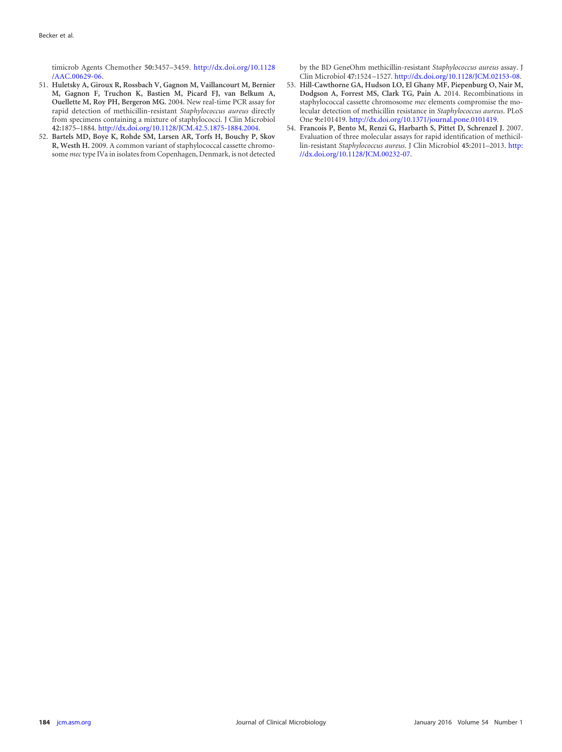timicrob Agents Chemother **50:**3457–3459. http://dx.doi.org/10.1128/AAC.00629-06.

51. **Huletsky A, Giroux R, Rossbach V, Gagnon M, Vaillancourt M, Bernier M, Gagnon F, Truchon K, Bastien M, Picard FJ, van Belkum A, Ouellette M, Roy PH, Bergeron MG.** 2004. New real-time PCR assay for rapid detection of methicillin-resistant *Staphylococcus aureus* directly from specimens containing a mixture of staphylococci. J Clin Microbiol **42:**1875–1884. http://dx.doi.org/10.1128/JCM.42.5.1875-1884.2004.
52. **Bartels MD, Boye K, Rohde SM, Larsen AR, Torfs H, Bouchy P, Skov R, Westh H.** 2009. A common variant of staphylococcal cassette chromosome *mec* type IVa in isolates from Copenhagen, Denmark, is not detected by the BD GeneOhm methicillin-resistant *Staphylococcus aureus* assay. J Clin Microbiol **47:**1524–1527. http://dx.doi.org/10.1128/JCM.02153-08.
53. **Hill-Cawthorne GA, Hudson LO, El Ghany MF, Piepenburg O, Nair M, Dodgson A, Forrest MS, Clark TG, Pain A.** 2014. Recombinations in staphylococcal cassette chromosome *mec* elements compromise the molecular detection of methicillin resistance in *Staphylococcus aureus*. PLoS One **9:**e101419. http://dx.doi.org/10.1371/journal.pone.0101419.
54. **Francois P, Bento M, Renzi G, Harbarth S, Pittet D, Schrenzel J.** 2007. Evaluation of three molecular assays for rapid identification of methicillin-resistant *Staphylococcus aureus*. J Clin Microbiol **45:**2011–2013. http://dx.doi.org/10.1128/JCM.00232-07.